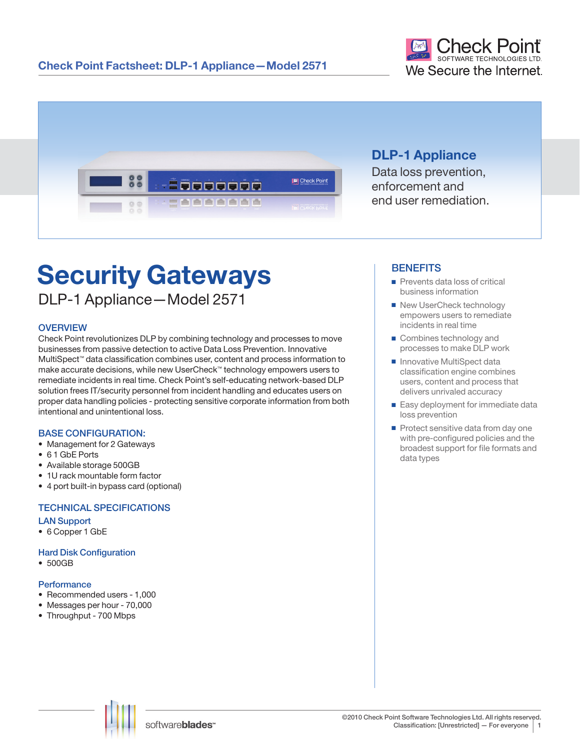# Check Point Factsheet: DLP-1 Appliance—Model 2571

## DLP-1 Appliance

Data loss prevention, enforcement and end user remediation.

# Security Gateways

DLP-1 Appliance—Model 2571

## OVERVIEW

Check Point revolutionizes DLP by combining technology and processes to move businesses from passive detection to active Data Loss Prevention. Innovative MultiSpect™ data classification combines user, content and process information to make accurate decisions, while new UserCheck™ technology empowers users to remediate incidents in real time. Check Point's self-educating network-based DLP solution frees IT/security personnel from incident handling and educates users on proper data handling policies - protecting sensitive corporate information from both intentional and unintentional loss.

## BASE CONFIGURATION:

- Management for 2 Gateways
- 6 1 GbE Ports
- Available storage 500GB
- 1U rack mountable form factor
- 4 port built-in bypass card (optional)

## TECHNICAL SPECIFICATIONS

### LAN Support

- 6 Copper 1 GbE

### Hard Disk Configuration

- 500GB

### Performance

- Recommended users - 1,000
- Messages per hour - 70,000
- Throughput - 700 Mbps

## BENEFITS

- Prevents data loss of critical business information
- New UserCheck technology empowers users to remediate incidents in real time
- Combines technology and processes to make DLP work
- Innovative MultiSpect data classification engine combines users, content and process that delivers unrivaled accuracy
- Easy deployment for immediate data loss prevention
- Protect sensitive data from day one with pre-configured policies and the broadest support for file formats and data types

©2010 Check Point Software Technologies Ltd. All rights reserved.
Classification: [Unrestricted] — For everyone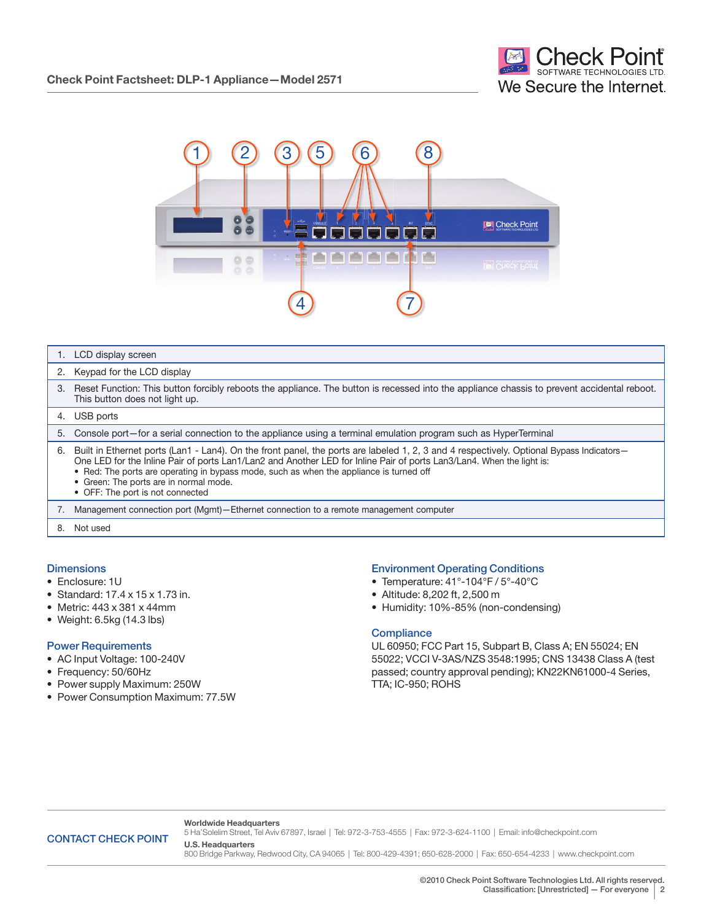| | |
|---|---|
| 1. | LCD display screen |
| 2. | Keypad for the LCD display |
| 3. | Reset Function: This button forcibly reboots the appliance. The button is recessed into the appliance chassis to prevent accidental reboot. This button does not light up. |
| 4. | USB ports |
| 5. | Console port—for a serial connection to the appliance using a terminal emulation program such as HyperTerminal |
| 6. | Built in Ethernet ports (Lan1 - Lan4). On the front panel, the ports are labeled 1, 2, 3 and 4 respectively. Optional Bypass Indicators—One LED for the Inline Pair of ports Lan1/Lan2 and Another LED for Inline Pair of ports Lan3/Lan4. When the light is:<br>• Red: The ports are operating in bypass mode, such as when the appliance is turned off<br>• Green: The ports are in normal mode.<br>• OFF: The port is not connected |
| 7. | Management connection port (Mgmt)—Ethernet connection to a remote management computer |
| 8. | Not used |

## Dimensions

- Enclosure: 1U
- Standard: 17.4 x 15 x 1.73 in.
- Metric: 443 x 381 x 44mm
- Weight: 6.5kg (14.3 lbs)

## Power Requirements

- AC Input Voltage: 100-240V
- Frequency: 50/60Hz
- Power supply Maximum: 250W
- Power Consumption Maximum: 77.5W

## Environment Operating Conditions

- Temperature: 41°-104°F / 5°-40°C
- Altitude: 8,202 ft, 2,500 m
- Humidity: 10%-85% (non-condensing)

## Compliance

UL 60950; FCC Part 15, Subpart B, Class A; EN 55024; EN 55022; VCCI V-3AS/NZS 3548:1995; CNS 13438 Class A (test passed; country approval pending); KN22KN61000-4 Series, TTA; IC-950; ROHS

**CONTACT CHECK POINT**

**Worldwide Headquarters**
5 Ha'Solelim Street, Tel Aviv 67897, Israel | Tel: 972-3-753-4555 | Fax: 972-3-624-1100 | Email: info@checkpoint.com

**U.S. Headquarters**
800 Bridge Parkway, Redwood City, CA 94065 | Tel: 800-429-4391; 650-628-2000 | Fax: 650-654-4233 | www.checkpoint.com

©2010 Check Point Software Technologies Ltd. All rights reserved.
Classification: [Unrestricted] — For everyone